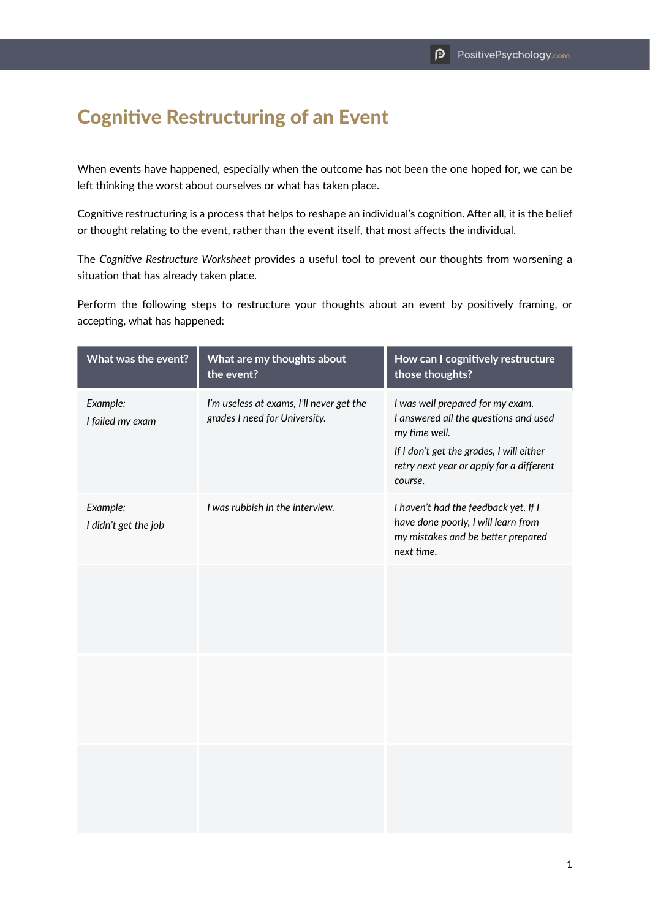# Cognitive Restructuring of an Event

When events have happened, especially when the outcome has not been the one hoped for, we can be left thinking the worst about ourselves or what has taken place.

Cognitive restructuring is a process that helps to reshape an individual's cognition. After all, it is the belief or thought relating to the event, rather than the event itself, that most affects the individual.

The *Cognitive Restructure Worksheet* provides a useful tool to prevent our thoughts from worsening a situation that has already taken place.

Perform the following steps to restructure your thoughts about an event by positively framing, or accepting, what has happened:

| What was the event? | What are my thoughts about the event? | How can I cognitively restructure those thoughts? |
|---|---|---|
| *Example:* *I failed my exam* | *I'm useless at exams, I'll never get the grades I need for University.* | *I was well prepared for my exam. I answered all the questions and used my time well.* *If I don't get the grades, I will either retry next year or apply for a different course.* |
| *Example:* *I didn't get the job* | *I was rubbish in the interview.* | *I haven't had the feedback yet. If I have done poorly, I will learn from my mistakes and be better prepared next time.* |
| | | |
| | | |
| | | |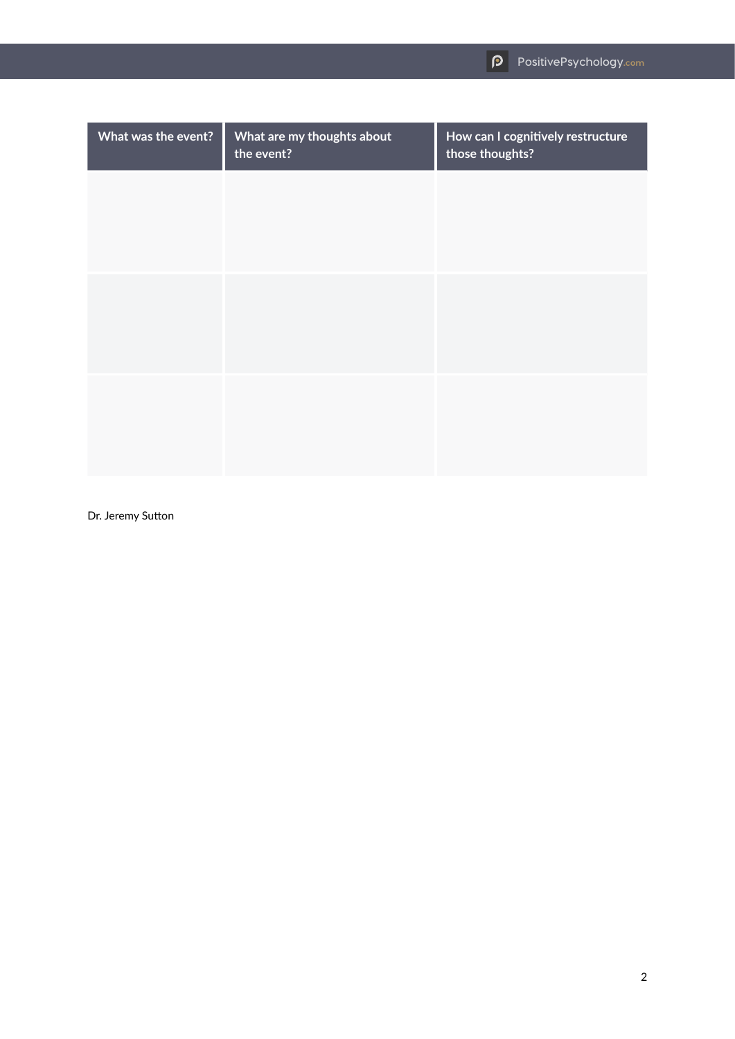| What was the event? | What are my thoughts about the event? | How can I cognitively restructure those thoughts? |
| --- | --- | --- |
| | | |
| | | |
| | | |

Dr. Jeremy Sutton